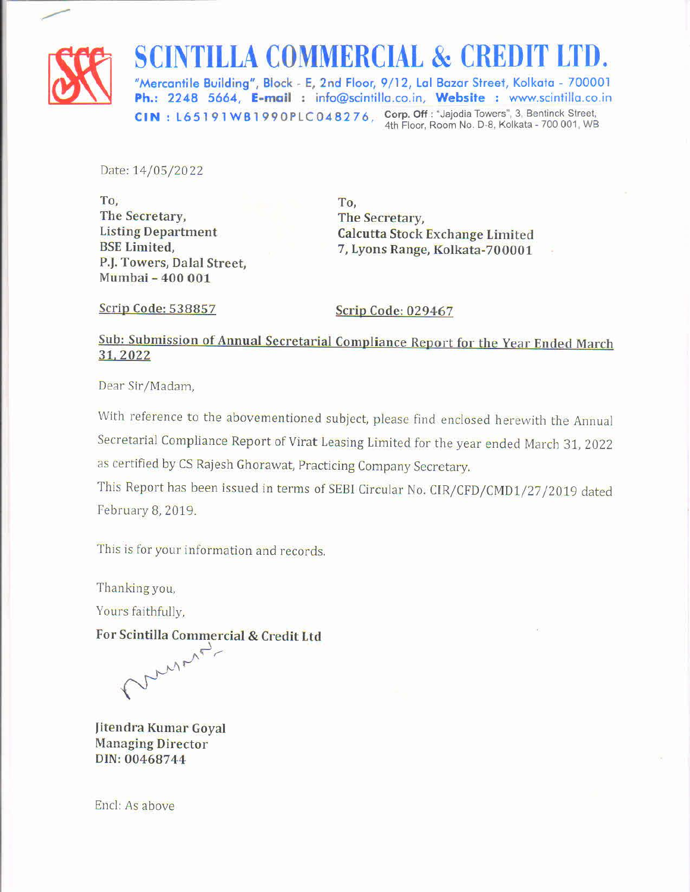# SCINTILLA COMMERCIAL & CREDIT LTD.

"Mercantile Building", Block - E, 2nd Floor, 9/12, Lal Bazar Street, Kolkata - 700001
**Ph.:** 2248 5664, **E-mail** : info@scintilla.co.in, **Website** : www.scintilla.co.in
**CIN : L65191WB1990PLC048276**, **Corp. Off** : "Jajodia Towers", 3, Bentinck Street, 4th Floor, Room No. D-8, Kolkata - 700 001, WB

Date: 14/05/2022

To,
**The Secretary,**
**Listing Department**
**BSE Limited,**
**P.J. Towers, Dalal Street,**
**Mumbai – 400 001**

**Scrip Code: 538857**

To,
**The Secretary,**
**Calcutta Stock Exchange Limited**
**7, Lyons Range, Kolkata-700001**

**Scrip Code: 029467**

**Sub: Submission of Annual Secretarial Compliance Report for the Year Ended March 31, 2022**

Dear Sir/Madam,

With reference to the abovementioned subject, please find enclosed herewith the Annual Secretarial Compliance Report of Virat Leasing Limited for the year ended March 31, 2022 as certified by CS Rajesh Ghorawat, Practicing Company Secretary.

This Report has been issued in terms of SEBI Circular No. CIR/CFD/CMD1/27/2019 dated February 8, 2019.

This is for your information and records.

Thanking you,

Yours faithfully,

**For Scintilla Commercial & Credit Ltd**

**Jitendra Kumar Goyal**
**Managing Director**
**DIN: 00468744**

Encl: As above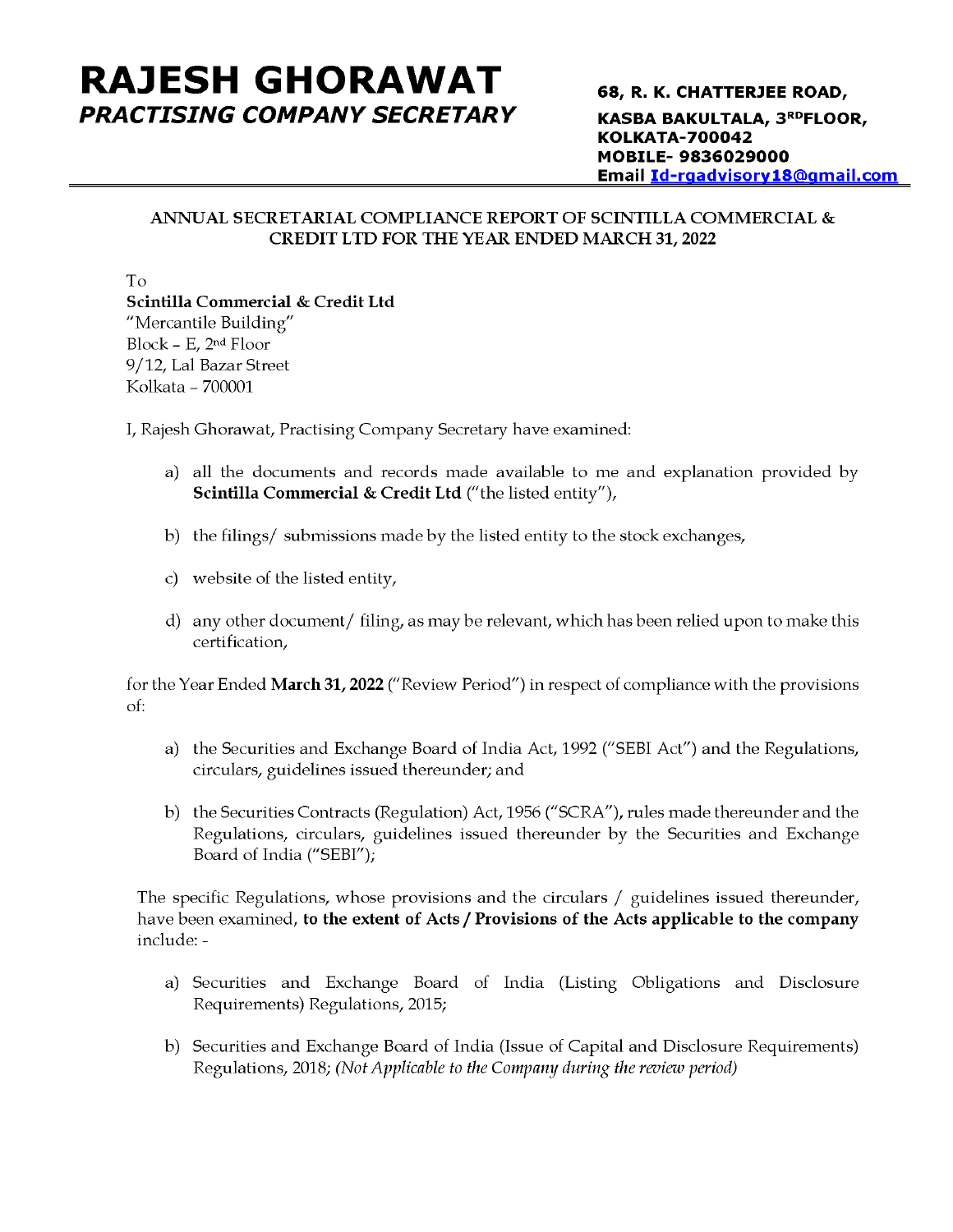# RAJESH GHORAWAT
## *PRACTISING COMPANY SECRETARY*

**68, R. K. CHATTERJEE ROAD,**
**KASBA BAKULTALA, 3RD FLOOR,**
**KOLKATA-700042**
**MOBILE- 9836029000**
**Email Id-rgadvisory18@gmail.com**

---

**ANNUAL SECRETARIAL COMPLIANCE REPORT OF SCINTILLA COMMERCIAL & CREDIT LTD FOR THE YEAR ENDED MARCH 31, 2022**

To
**Scintilla Commercial & Credit Ltd**
"Mercantile Building"
Block – E, 2nd Floor
9/12, Lal Bazar Street
Kolkata – 700001

I, Rajesh Ghorawat, Practising Company Secretary have examined:

a) all the documents and records made available to me and explanation provided by **Scintilla Commercial & Credit Ltd** ("the listed entity"),

b) the filings/ submissions made by the listed entity to the stock exchanges,

c) website of the listed entity,

d) any other document/ filing, as may be relevant, which has been relied upon to make this certification,

for the Year Ended **March 31, 2022** ("Review Period") in respect of compliance with the provisions of:

a) the Securities and Exchange Board of India Act, 1992 ("SEBI Act") and the Regulations, circulars, guidelines issued thereunder; and

b) the Securities Contracts (Regulation) Act, 1956 ("SCRA"), rules made thereunder and the Regulations, circulars, guidelines issued thereunder by the Securities and Exchange Board of India ("SEBI");

The specific Regulations, whose provisions and the circulars / guidelines issued thereunder, have been examined, **to the extent of Acts / Provisions of the Acts applicable to the company** include: -

a) Securities and Exchange Board of India (Listing Obligations and Disclosure Requirements) Regulations, 2015;

b) Securities and Exchange Board of India (Issue of Capital and Disclosure Requirements) Regulations, 2018; *(Not Applicable to the Company during the review period)*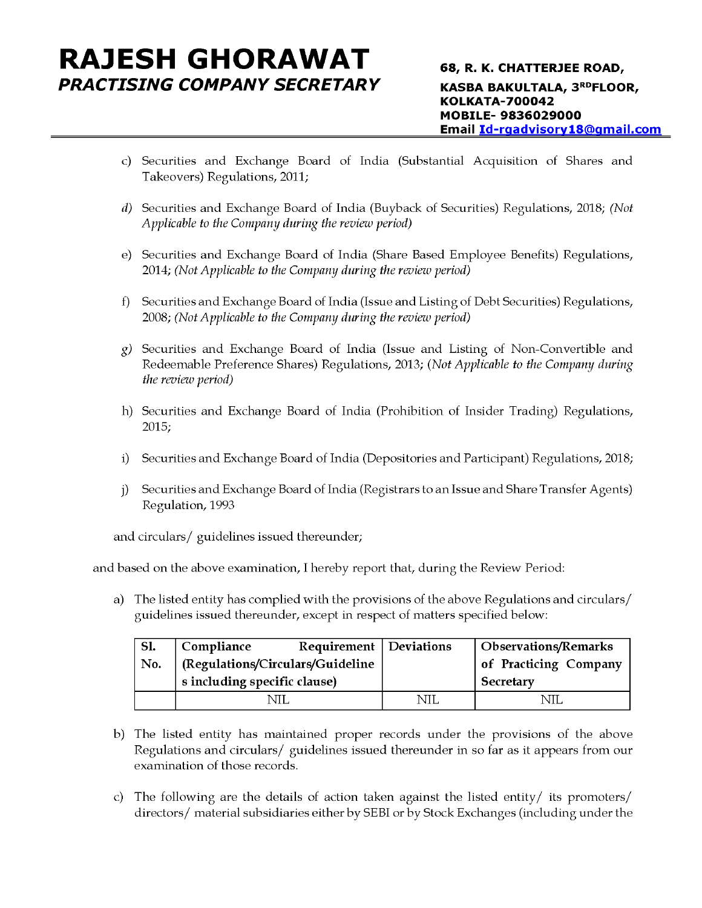c) Securities and Exchange Board of India (Substantial Acquisition of Shares and Takeovers) Regulations, 2011;

d) Securities and Exchange Board of India (Buyback of Securities) Regulations, 2018; *(Not Applicable to the Company during the review period)*

e) Securities and Exchange Board of India (Share Based Employee Benefits) Regulations, 2014; *(Not Applicable to the Company during the review period)*

f) Securities and Exchange Board of India (Issue and Listing of Debt Securities) Regulations, 2008; *(Not Applicable to the Company during the review period)*

g) Securities and Exchange Board of India (Issue and Listing of Non-Convertible and Redeemable Preference Shares) Regulations, 2013; (*Not Applicable to the Company during the review period)*

h) Securities and Exchange Board of India (Prohibition of Insider Trading) Regulations, 2015;

i) Securities and Exchange Board of India (Depositories and Participant) Regulations, 2018;

j) Securities and Exchange Board of India (Registrars to an Issue and Share Transfer Agents) Regulation, 1993

and circulars/ guidelines issued thereunder;

and based on the above examination, I hereby report that, during the Review Period:

a) The listed entity has complied with the provisions of the above Regulations and circulars/ guidelines issued thereunder, except in respect of matters specified below:

| Sl. No. | Compliance Requirement (Regulations/Circulars/Guidelines including specific clause) | Deviations | Observations/Remarks of Practicing Company Secretary |
|---|---|---|---|
| | NIL | NIL | NIL |

b) The listed entity has maintained proper records under the provisions of the above Regulations and circulars/ guidelines issued thereunder in so far as it appears from our examination of those records.

c) The following are the details of action taken against the listed entity/ its promoters/ directors/ material subsidiaries either by SEBI or by Stock Exchanges (including under the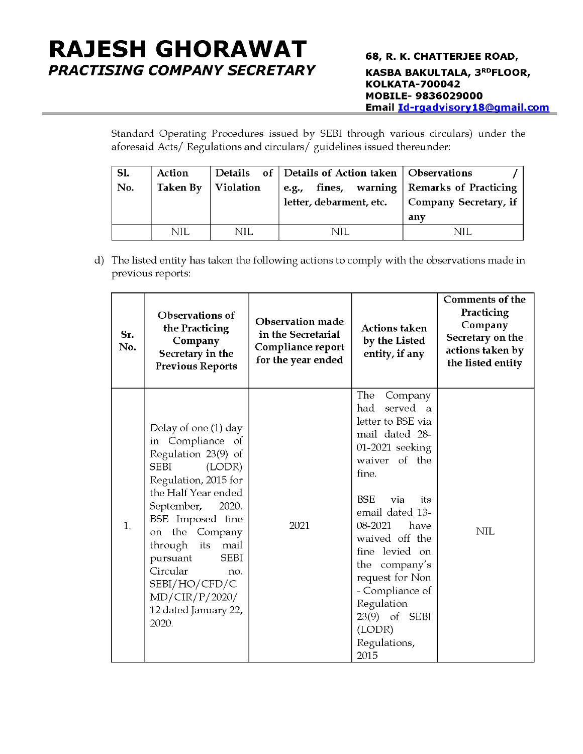Standard Operating Procedures issued by SEBI through various circulars) under the aforesaid Acts/ Regulations and circulars/ guidelines issued thereunder:

| Sl. No. | Action Taken By | Details of Violation | Details of Action taken e.g., fines, warning letter, debarment, etc. | Observations / Remarks of Practicing Company Secretary, if any |
|---|---|---|---|---|
| | NIL | NIL | NIL | NIL |

d) The listed entity has taken the following actions to comply with the observations made in previous reports:

| Sr. No. | Observations of the Practicing Company Secretary in the Previous Reports | Observation made in the Secretarial Compliance report for the year ended | Actions taken by the Listed entity, if any | Comments of the Practicing Company Secretary on the actions taken by the listed entity |
|---|---|---|---|---|
| 1. | Delay of one (1) day in Compliance of Regulation 23(9) of SEBI (LODR) Regulation, 2015 for the Half Year ended September, 2020. BSE Imposed fine on the Company through its mail pursuant SEBI Circular no. SEBI/HO/CFD/CMD/CIR/P/2020/12 dated January 22, 2020. | 2021 | The Company had served a letter to BSE via mail dated 28-01-2021 seeking waiver of the fine.<br><br>BSE via its email dated 13-08-2021 have waived off the fine levied on the company's request for Non - Compliance of Regulation 23(9) of SEBI (LODR) Regulations, 2015 | NIL |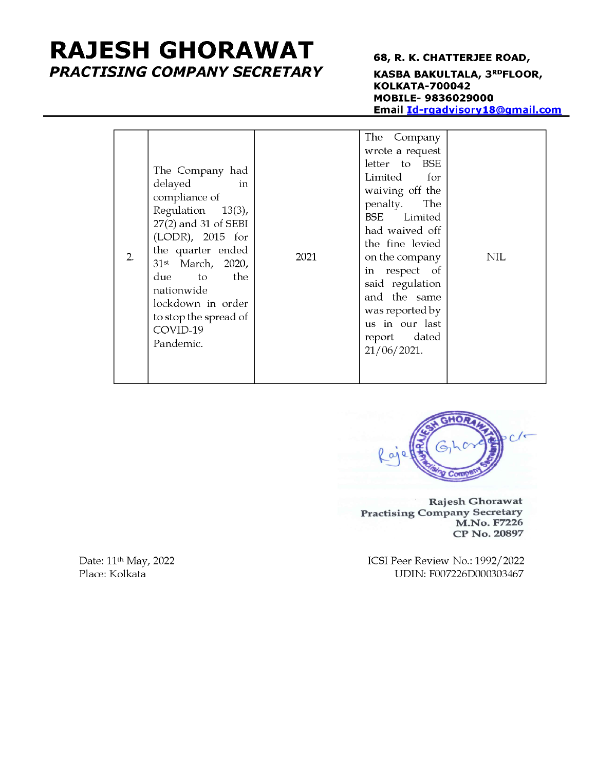# RAJESH GHORAWAT

***PRACTISING COMPANY SECRETARY***

**68, R. K. CHATTERJEE ROAD,**
**KASBA BAKULTALA, 3RD FLOOR,**
**KOLKATA-700042**
**MOBILE- 9836029000**
**Email Id-rgadvisory18@gmail.com**

| | | | | |
|---|---|---|---|---|
| 2. | The Company had delayed in compliance of Regulation 13(3), 27(2) and 31 of SEBI (LODR), 2015 for the quarter ended 31st March, 2020, due to the nationwide lockdown in order to stop the spread of COVID-19 Pandemic. | 2021 | The Company wrote a request letter to BSE Limited for waiving off the penalty. The BSE Limited had waived off the fine levied on the company in respect of said regulation and the same was reported by us in our last report dated 21/06/2021. | NIL |

**Rajesh Ghorawat**
**Practising Company Secretary**
**M.No. F7226**
**CP No. 20897**

Date: 11th May, 2022
Place: Kolkata

ICSI Peer Review No.: 1992/2022
UDIN: F007226D000303467